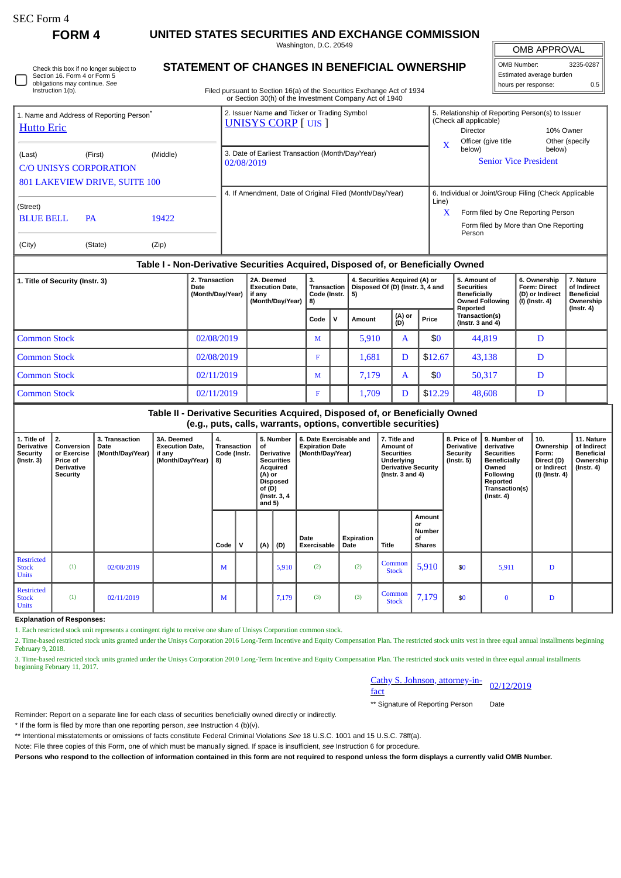SEC Form 4

**FORM 4**

# UNITED STATES SECURITIES AND EXCHANGE COMMISSION

Washington, D.C. 20549

## STATEMENT OF CHANGES IN BENEFICIAL OWNERSHIP

Filed pursuant to Section 16(a) of the Securities Exchange Act of 1934 or Section 30(h) of the Investment Company Act of 1940

| OMB APPROVAL | |
|---|---|
| OMB Number: | 3235-0287 |
| Estimated average burden | |
| hours per response: | 0.5 |

☐ Check this box if no longer subject to Section 16. Form 4 or Form 5 obligations may continue. *See* Instruction 1(b).

1. Name and Address of Reporting Person*
Hutto Eric

(Last) (First) (Middle)
C/O UNISYS CORPORATION
801 LAKEVIEW DRIVE, SUITE 100

(Street)
BLUE BELL PA 19422

(City) (State) (Zip)

2. Issuer Name **and** Ticker or Trading Symbol
UNISYS CORP [ UIS ]

3. Date of Earliest Transaction (Month/Day/Year)
02/08/2019

4. If Amendment, Date of Original Filed (Month/Day/Year)

5. Relationship of Reporting Person(s) to Issuer (Check all applicable)
Director
10% Owner
X Officer (give title below)
Other (specify below)
Senior Vice President

6. Individual or Joint/Group Filing (Check Applicable Line)
X Form filed by One Reporting Person
Form filed by More than One Reporting Person

### Table I - Non-Derivative Securities Acquired, Disposed of, or Beneficially Owned

| 1. Title of Security (Instr. 3) | 2. Transaction Date (Month/Day/Year) | 2A. Deemed Execution Date, if any (Month/Day/Year) | 3. Transaction Code (Instr. 8) | | 4. Securities Acquired (A) or Disposed Of (D) (Instr. 3, 4 and 5) | | | 5. Amount of Securities Beneficially Owned Following Reported Transaction(s) (Instr. 3 and 4) | 6. Ownership Form: Direct (D) or Indirect (I) (Instr. 4) | 7. Nature of Indirect Beneficial Ownership (Instr. 4) |
|---|---|---|---|---|---|---|---|---|---|---|
| | | | Code | V | Amount | (A) or (D) | Price | | | |
| Common Stock | 02/08/2019 | | M | | 5,910 | A | $0 | 44,819 | D | |
| Common Stock | 02/08/2019 | | F | | 1,681 | D | $12.67 | 43,138 | D | |
| Common Stock | 02/11/2019 | | M | | 7,179 | A | $0 | 50,317 | D | |
| Common Stock | 02/11/2019 | | F | | 1,709 | D | $12.29 | 48,608 | D | |

### Table II - Derivative Securities Acquired, Disposed of, or Beneficially Owned (e.g., puts, calls, warrants, options, convertible securities)

| 1. Title of Derivative Security (Instr. 3) | 2. Conversion or Exercise Price of Derivative Security | 3. Transaction Date (Month/Day/Year) | 3A. Deemed Execution Date, if any (Month/Day/Year) | 4. Transaction Code (Instr. 8) | | 5. Number of Derivative Securities Acquired (A) or Disposed of (D) (Instr. 3, 4 and 5) | | 6. Date Exercisable and Expiration Date (Month/Day/Year) | | 7. Title and Amount of Securities Underlying Derivative Security (Instr. 3 and 4) | | 8. Price of Derivative Security (Instr. 5) | 9. Number of derivative Securities Beneficially Owned Following Reported Transaction(s) (Instr. 4) | 10. Ownership Form: Direct (D) or Indirect (I) (Instr. 4) | 11. Nature of Indirect Beneficial Ownership (Instr. 4) |
|---|---|---|---|---|---|---|---|---|---|---|---|---|---|---|---|
| | | | | Code | V | (A) | (D) | Date Exercisable | Expiration Date | Title | Amount or Number of Shares | | | | |
| Restricted Stock Units | (1) | 02/08/2019 | | M | | | 5,910 | (2) | (2) | Common Stock | 5,910 | $0 | 5,911 | D | |
| Restricted Stock Units | (1) | 02/11/2019 | | M | | | 7,179 | (3) | (3) | Common Stock | 7,179 | $0 | 0 | D | |

**Explanation of Responses:**

1. Each restricted stock unit represents a contingent right to receive one share of Unisys Corporation common stock.

2. Time-based restricted stock units granted under the Unisys Corporation 2016 Long-Term Incentive and Equity Compensation Plan. The restricted stock units vest in three equal annual installments beginning February 9, 2018.

3. Time-based restricted stock units granted under the Unisys Corporation 2010 Long-Term Incentive and Equity Compensation Plan. The restricted stock units vested in three equal annual installments beginning February 11, 2017.

Cathy S. Johnson, attorney-in-fact 02/12/2019

** Signature of Reporting Person Date

Reminder: Report on a separate line for each class of securities beneficially owned directly or indirectly.

* If the form is filed by more than one reporting person, *see* Instruction 4 (b)(v).

** Intentional misstatements or omissions of facts constitute Federal Criminal Violations *See* 18 U.S.C. 1001 and 15 U.S.C. 78ff(a).

Note: File three copies of this Form, one of which must be manually signed. If space is insufficient, *see* Instruction 6 for procedure.

**Persons who respond to the collection of information contained in this form are not required to respond unless the form displays a currently valid OMB Number.**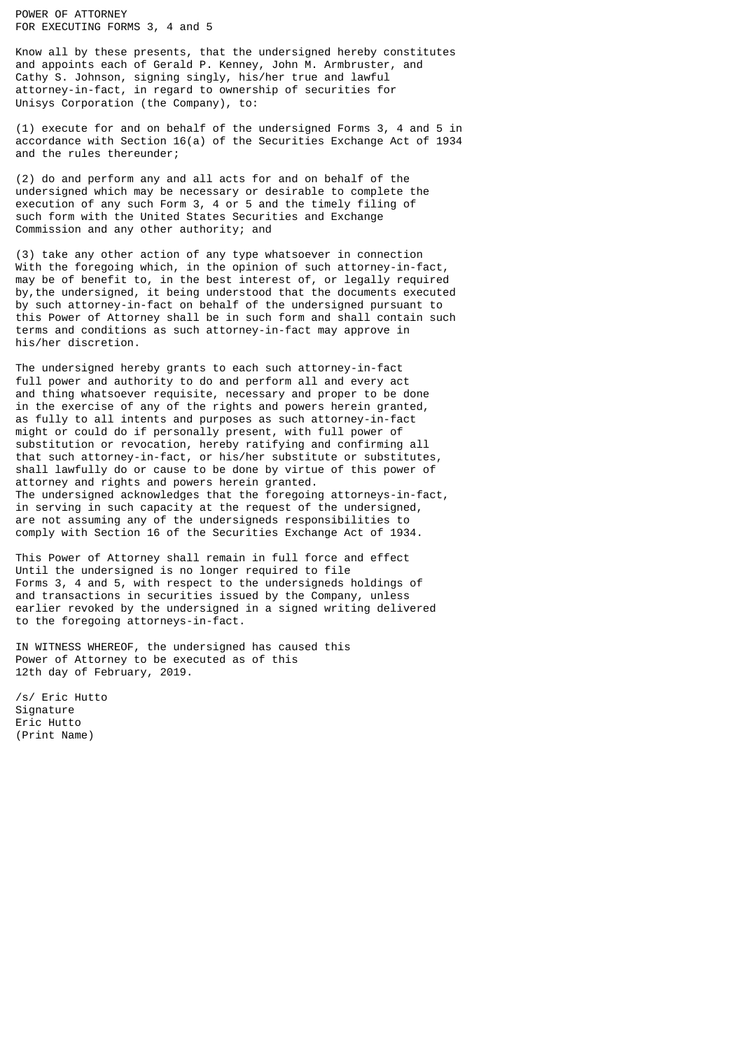POWER OF ATTORNEY
FOR EXECUTING FORMS 3, 4 and 5

Know all by these presents, that the undersigned hereby constitutes and appoints each of Gerald P. Kenney, John M. Armbruster, and Cathy S. Johnson, signing singly, his/her true and lawful attorney-in-fact, in regard to ownership of securities for Unisys Corporation (the Company), to:

(1) execute for and on behalf of the undersigned Forms 3, 4 and 5 in accordance with Section 16(a) of the Securities Exchange Act of 1934 and the rules thereunder;

(2) do and perform any and all acts for and on behalf of the undersigned which may be necessary or desirable to complete the execution of any such Form 3, 4 or 5 and the timely filing of such form with the United States Securities and Exchange Commission and any other authority; and

(3) take any other action of any type whatsoever in connection With the foregoing which, in the opinion of such attorney-in-fact, may be of benefit to, in the best interest of, or legally required by,the undersigned, it being understood that the documents executed by such attorney-in-fact on behalf of the undersigned pursuant to this Power of Attorney shall be in such form and shall contain such terms and conditions as such attorney-in-fact may approve in his/her discretion.

The undersigned hereby grants to each such attorney-in-fact full power and authority to do and perform all and every act and thing whatsoever requisite, necessary and proper to be done in the exercise of any of the rights and powers herein granted, as fully to all intents and purposes as such attorney-in-fact might or could do if personally present, with full power of substitution or revocation, hereby ratifying and confirming all that such attorney-in-fact, or his/her substitute or substitutes, shall lawfully do or cause to be done by virtue of this power of attorney and rights and powers herein granted.
The undersigned acknowledges that the foregoing attorneys-in-fact, in serving in such capacity at the request of the undersigned, are not assuming any of the undersigneds responsibilities to comply with Section 16 of the Securities Exchange Act of 1934.

This Power of Attorney shall remain in full force and effect Until the undersigned is no longer required to file Forms 3, 4 and 5, with respect to the undersigneds holdings of and transactions in securities issued by the Company, unless earlier revoked by the undersigned in a signed writing delivered to the foregoing attorneys-in-fact.

IN WITNESS WHEREOF, the undersigned has caused this Power of Attorney to be executed as of this 12th day of February, 2019.

/s/ Eric Hutto
Signature
Eric Hutto
(Print Name)